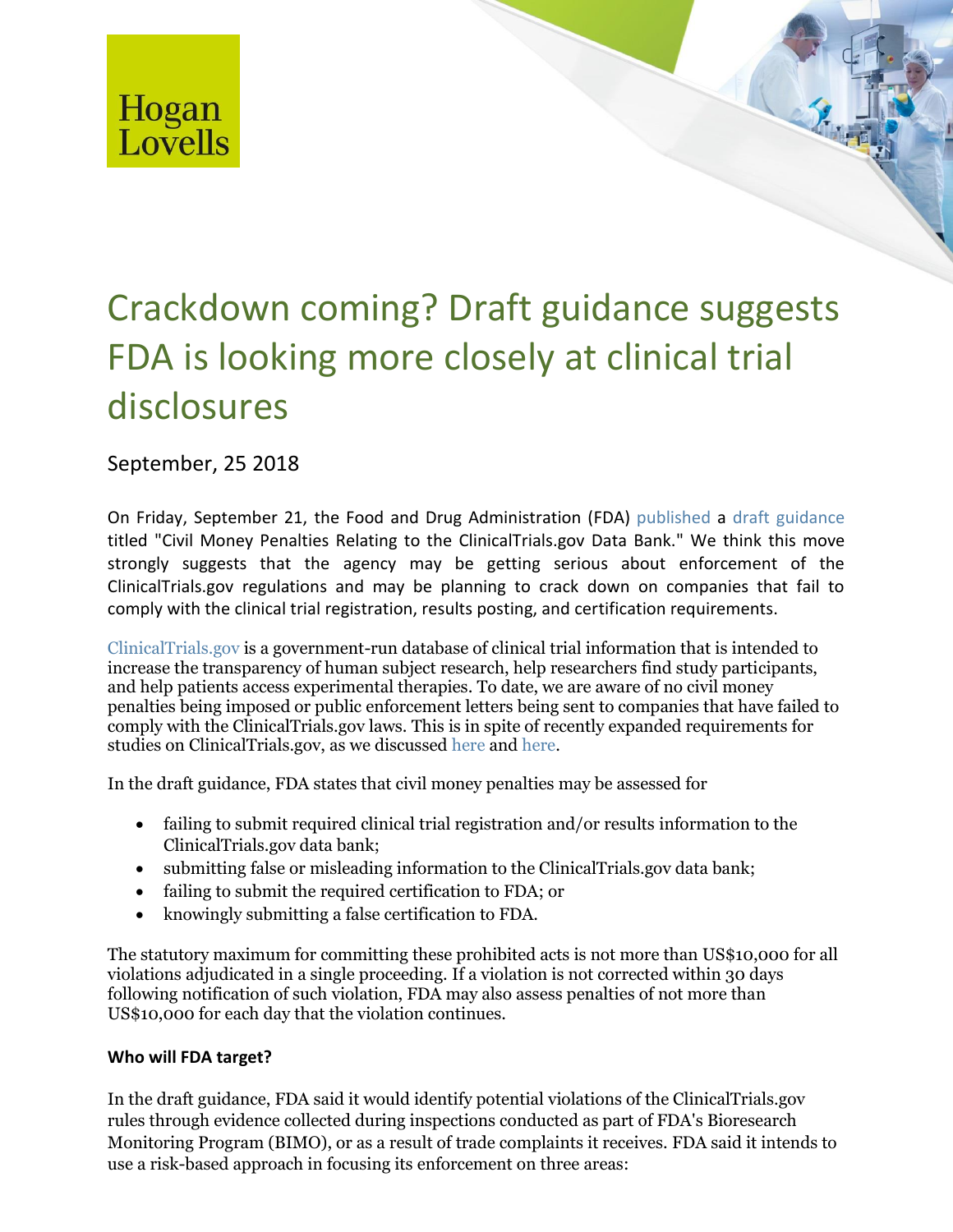Hogan Lovells

# Crackdown coming? Draft guidance suggests FDA is looking more closely at clinical trial disclosures

September, 25 2018

On Friday, September 21, the Food and Drug Administration (FDA) published a draft guidance titled "Civil Money Penalties Relating to the ClinicalTrials.gov Data Bank." We think this move strongly suggests that the agency may be getting serious about enforcement of the ClinicalTrials.gov regulations and may be planning to crack down on companies that fail to comply with the clinical trial registration, results posting, and certification requirements.

ClinicalTrials.gov is a government-run database of clinical trial information that is intended to increase the transparency of human subject research, help researchers find study participants, and help patients access experimental therapies. To date, we are aware of no civil money penalties being imposed or public enforcement letters being sent to companies that have failed to comply with the ClinicalTrials.gov laws. This is in spite of recently expanded requirements for studies on ClinicalTrials.gov, as we discussed here and here.

In the draft guidance, FDA states that civil money penalties may be assessed for

- failing to submit required clinical trial registration and/or results information to the ClinicalTrials.gov data bank;
- submitting false or misleading information to the ClinicalTrials.gov data bank;
- failing to submit the required certification to FDA; or
- knowingly submitting a false certification to FDA.

The statutory maximum for committing these prohibited acts is not more than US$10,000 for all violations adjudicated in a single proceeding. If a violation is not corrected within 30 days following notification of such violation, FDA may also assess penalties of not more than US$10,000 for each day that the violation continues.

**Who will FDA target?**

In the draft guidance, FDA said it would identify potential violations of the ClinicalTrials.gov rules through evidence collected during inspections conducted as part of FDA's Bioresearch Monitoring Program (BIMO), or as a result of trade complaints it receives. FDA said it intends to use a risk-based approach in focusing its enforcement on three areas: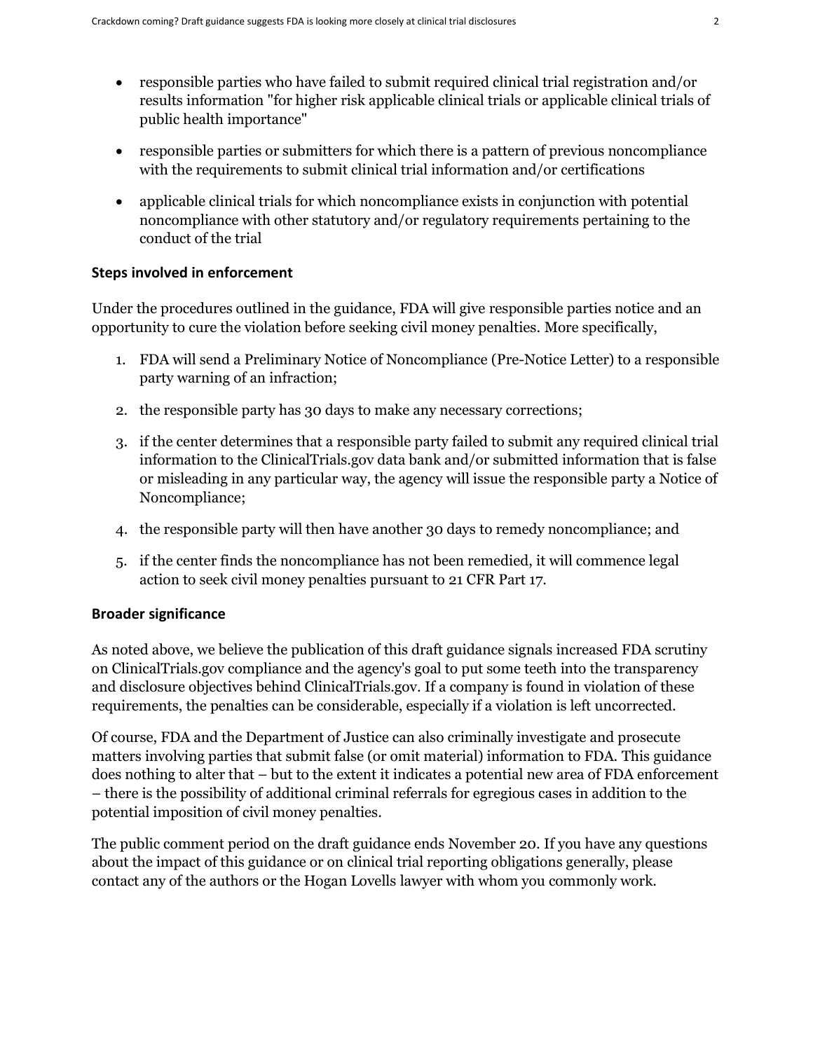- responsible parties who have failed to submit required clinical trial registration and/or results information "for higher risk applicable clinical trials or applicable clinical trials of public health importance"
- responsible parties or submitters for which there is a pattern of previous noncompliance with the requirements to submit clinical trial information and/or certifications
- applicable clinical trials for which noncompliance exists in conjunction with potential noncompliance with other statutory and/or regulatory requirements pertaining to the conduct of the trial

**Steps involved in enforcement**

Under the procedures outlined in the guidance, FDA will give responsible parties notice and an opportunity to cure the violation before seeking civil money penalties. More specifically,

1. FDA will send a Preliminary Notice of Noncompliance (Pre-Notice Letter) to a responsible party warning of an infraction;
2. the responsible party has 30 days to make any necessary corrections;
3. if the center determines that a responsible party failed to submit any required clinical trial information to the ClinicalTrials.gov data bank and/or submitted information that is false or misleading in any particular way, the agency will issue the responsible party a Notice of Noncompliance;
4. the responsible party will then have another 30 days to remedy noncompliance; and
5. if the center finds the noncompliance has not been remedied, it will commence legal action to seek civil money penalties pursuant to 21 CFR Part 17.

**Broader significance**

As noted above, we believe the publication of this draft guidance signals increased FDA scrutiny on ClinicalTrials.gov compliance and the agency's goal to put some teeth into the transparency and disclosure objectives behind ClinicalTrials.gov. If a company is found in violation of these requirements, the penalties can be considerable, especially if a violation is left uncorrected.

Of course, FDA and the Department of Justice can also criminally investigate and prosecute matters involving parties that submit false (or omit material) information to FDA. This guidance does nothing to alter that – but to the extent it indicates a potential new area of FDA enforcement – there is the possibility of additional criminal referrals for egregious cases in addition to the potential imposition of civil money penalties.

The public comment period on the draft guidance ends November 20. If you have any questions about the impact of this guidance or on clinical trial reporting obligations generally, please contact any of the authors or the Hogan Lovells lawyer with whom you commonly work.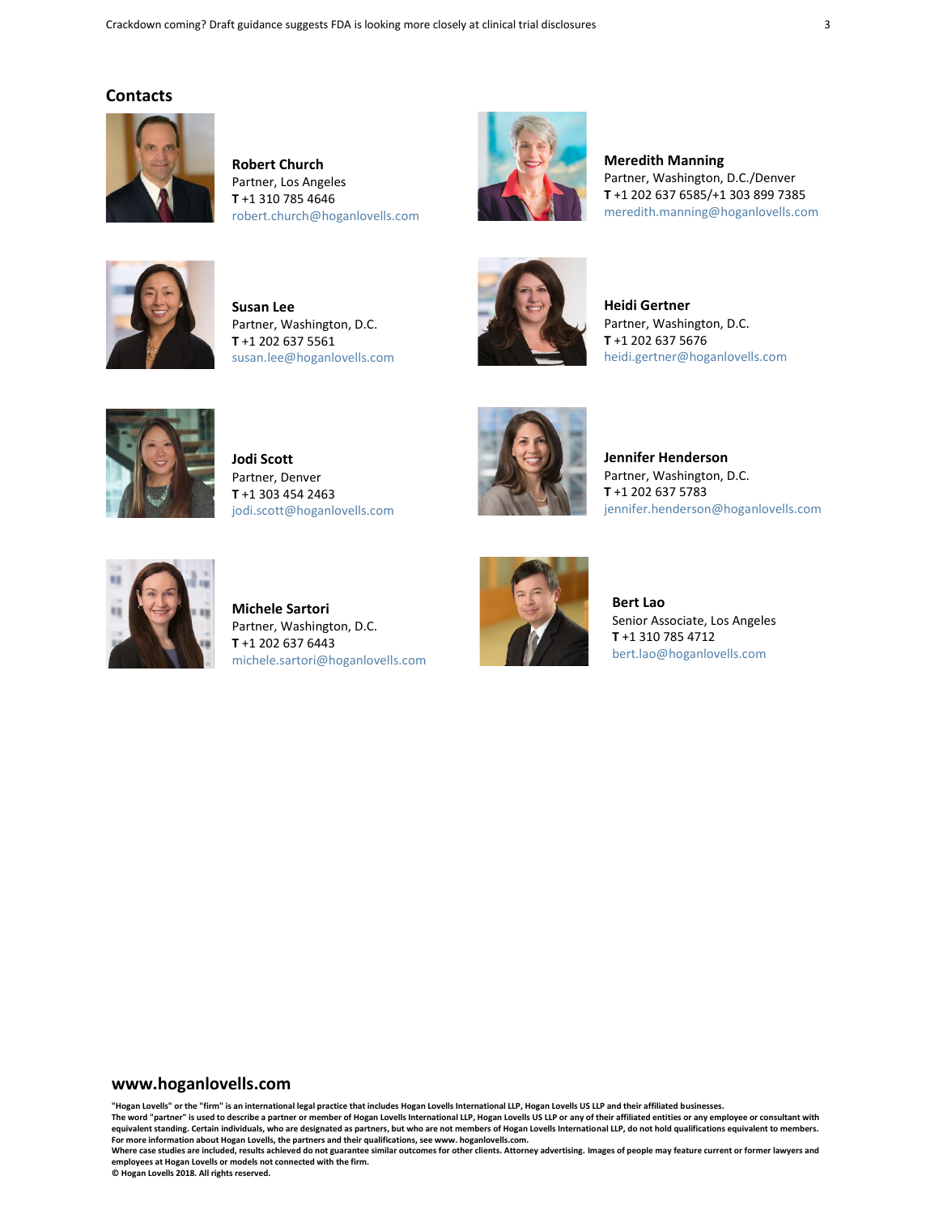## Contacts

**Robert Church**
Partner, Los Angeles
**T** +1 310 785 4646
robert.church@hoganlovells.com

**Meredith Manning**
Partner, Washington, D.C./Denver
**T** +1 202 637 6585/+1 303 899 7385
meredith.manning@hoganlovells.com

**Susan Lee**
Partner, Washington, D.C.
**T** +1 202 637 5561
susan.lee@hoganlovells.com

**Heidi Gertner**
Partner, Washington, D.C.
**T** +1 202 637 5676
heidi.gertner@hoganlovells.com

**Jodi Scott**
Partner, Denver
**T** +1 303 454 2463
jodi.scott@hoganlovells.com

**Jennifer Henderson**
Partner, Washington, D.C.
**T** +1 202 637 5783
jennifer.henderson@hoganlovells.com

**Michele Sartori**
Partner, Washington, D.C.
**T** +1 202 637 6443
michele.sartori@hoganlovells.com

**Bert Lao**
Senior Associate, Los Angeles
**T** +1 310 785 4712
bert.lao@hoganlovells.com

**www.hoganlovells.com**

"Hogan Lovells" or the "firm" is an international legal practice that includes Hogan Lovells International LLP, Hogan Lovells US LLP and their affiliated businesses.
The word "partner" is used to describe a partner or member of Hogan Lovells International LLP, Hogan Lovells US LLP or any of their affiliated entities or any employee or consultant with equivalent standing. Certain individuals, who are designated as partners, but who are not members of Hogan Lovells International LLP, do not hold qualifications equivalent to members.
For more information about Hogan Lovells, the partners and their qualifications, see www. hoganlovells.com.
Where case studies are included, results achieved do not guarantee similar outcomes for other clients. Attorney advertising. Images of people may feature current or former lawyers and employees at Hogan Lovells or models not connected with the firm.
© Hogan Lovells 2018. All rights reserved.